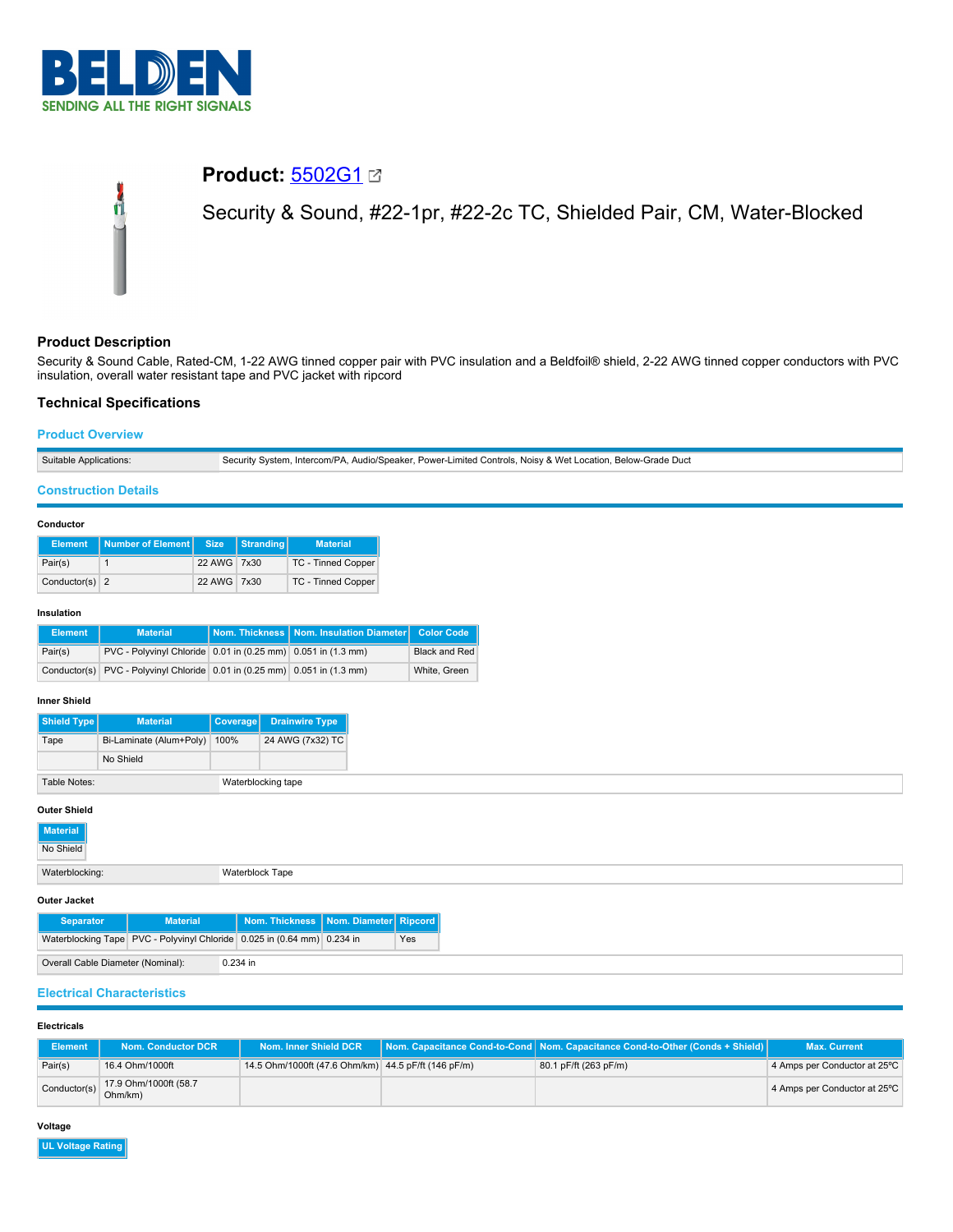# Product: 5502G1

Security & Sound, #22-1pr, #22-2c TC, Shielded Pair, CM, Water-Blocked

## Product Description

Security & Sound Cable, Rated-CM, 1-22 AWG tinned copper pair with PVC insulation and a Beldfoil® shield, 2-22 AWG tinned copper conductors with PVC insulation, overall water resistant tape and PVC jacket with ripcord

## Technical Specifications

### Product Overview

| Suitable Applications: | Security System, Intercom/PA, Audio/Speaker, Power-Limited Controls, Noisy & Wet Location, Below-Grade Duct |
|---|---|

### Construction Details

#### Conductor

| Element | Number of Element | Size | Stranding | Material |
|---|---|---|---|---|
| Pair(s) | 1 | 22 AWG | 7x30 | TC - Tinned Copper |
| Conductor(s) | 2 | 22 AWG | 7x30 | TC - Tinned Copper |

#### Insulation

| Element | Material | Nom. Thickness | Nom. Insulation Diameter | Color Code |
|---|---|---|---|---|
| Pair(s) | PVC - Polyvinyl Chloride | 0.01 in (0.25 mm) | 0.051 in (1.3 mm) | Black and Red |
| Conductor(s) | PVC - Polyvinyl Chloride | 0.01 in (0.25 mm) | 0.051 in (1.3 mm) | White, Green |

#### Inner Shield

| Shield Type | Material | Coverage | Drainwire Type |
|---|---|---|---|
| Tape | Bi-Laminate (Alum+Poly) | 100% | 24 AWG (7x32) TC |
| | No Shield | | |

| Table Notes: | Waterblocking tape |
|---|---|

#### Outer Shield

| Material |
|---|
| No Shield |

| Waterblocking: | Waterblock Tape |
|---|---|

#### Outer Jacket

| Separator | Material | Nom. Thickness | Nom. Diameter | Ripcord |
|---|---|---|---|---|
| Waterblocking Tape | PVC - Polyvinyl Chloride | 0.025 in (0.64 mm) | 0.234 in | Yes |

| Overall Cable Diameter (Nominal): | 0.234 in |
|---|---|

### Electrical Characteristics

#### Electricals

| Element | Nom. Conductor DCR | Nom. Inner Shield DCR | Nom. Capacitance Cond-to-Cond | Nom. Capacitance Cond-to-Other (Conds + Shield) | Max. Current |
|---|---|---|---|---|---|
| Pair(s) | 16.4 Ohm/1000ft | 14.5 Ohm/1000ft (47.6 Ohm/km) | 44.5 pF/ft (146 pF/m) | 80.1 pF/ft (263 pF/m) | 4 Amps per Conductor at 25ºC |
| Conductor(s) | 17.9 Ohm/1000ft (58.7 Ohm/km) | | | | 4 Amps per Conductor at 25ºC |

#### Voltage

| UL Voltage Rating |
|---|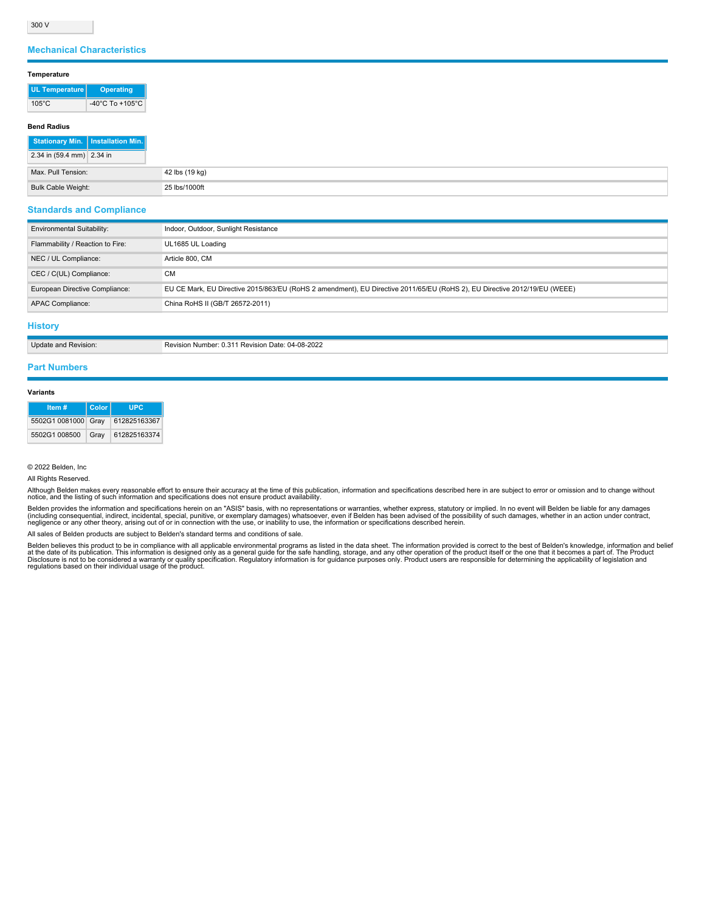| |
|---|
| 300 V |

## Mechanical Characteristics

**Temperature**

| UL Temperature | Operating |
|---|---|
| 105°C | -40°C To +105°C |

**Bend Radius**

| Stationary Min. | Installation Min. |
|---|---|
| 2.34 in (59.4 mm) | 2.34 in |

| | |
|---|---|
| Max. Pull Tension: | 42 lbs (19 kg) |
| Bulk Cable Weight: | 25 lbs/1000ft |

## Standards and Compliance

| | |
|---|---|
| Environmental Suitability: | Indoor, Outdoor, Sunlight Resistance |
| Flammability / Reaction to Fire: | UL1685 UL Loading |
| NEC / UL Compliance: | Article 800, CM |
| CEC / C(UL) Compliance: | CM |
| European Directive Compliance: | EU CE Mark, EU Directive 2015/863/EU (RoHS 2 amendment), EU Directive 2011/65/EU (RoHS 2), EU Directive 2012/19/EU (WEEE) |
| APAC Compliance: | China RoHS II (GB/T 26572-2011) |

## History

| | |
|---|---|
| Update and Revision: | Revision Number: 0.311 Revision Date: 04-08-2022 |

## Part Numbers

**Variants**

| Item # | Color | UPC |
|---|---|---|
| 5502G1 0081000 | Gray | 612825163367 |
| 5502G1 008500 | Gray | 612825163374 |

© 2022 Belden, Inc

All Rights Reserved.

Although Belden makes every reasonable effort to ensure their accuracy at the time of this publication, information and specifications described here in are subject to error or omission and to change without notice, and the listing of such information and specifications does not ensure product availability.

Belden provides the information and specifications herein on an "ASIS" basis, with no representations or warranties, whether express, statutory or implied. In no event will Belden be liable for any damages (including consequential, indirect, incidental, special, punitive, or exemplary damages) whatsoever, even if Belden has been advised of the possibility of such damages, whether in an action under contract, negligence or any other theory, arising out of or in connection with the use, or inability to use, the information or specifications described herein.

All sales of Belden products are subject to Belden's standard terms and conditions of sale.

Belden believes this product to be in compliance with all applicable environmental programs as listed in the data sheet. The information provided is correct to the best of Belden's knowledge, information and belief at the date of its publication. This information is designed only as a general guide for the safe handling, storage, and any other operation of the product itself or the one that it becomes a part of. The Product Disclosure is not to be considered a warranty or quality specification. Regulatory information is for guidance purposes only. Product users are responsible for determining the applicability of legislation and regulations based on their individual usage of the product.